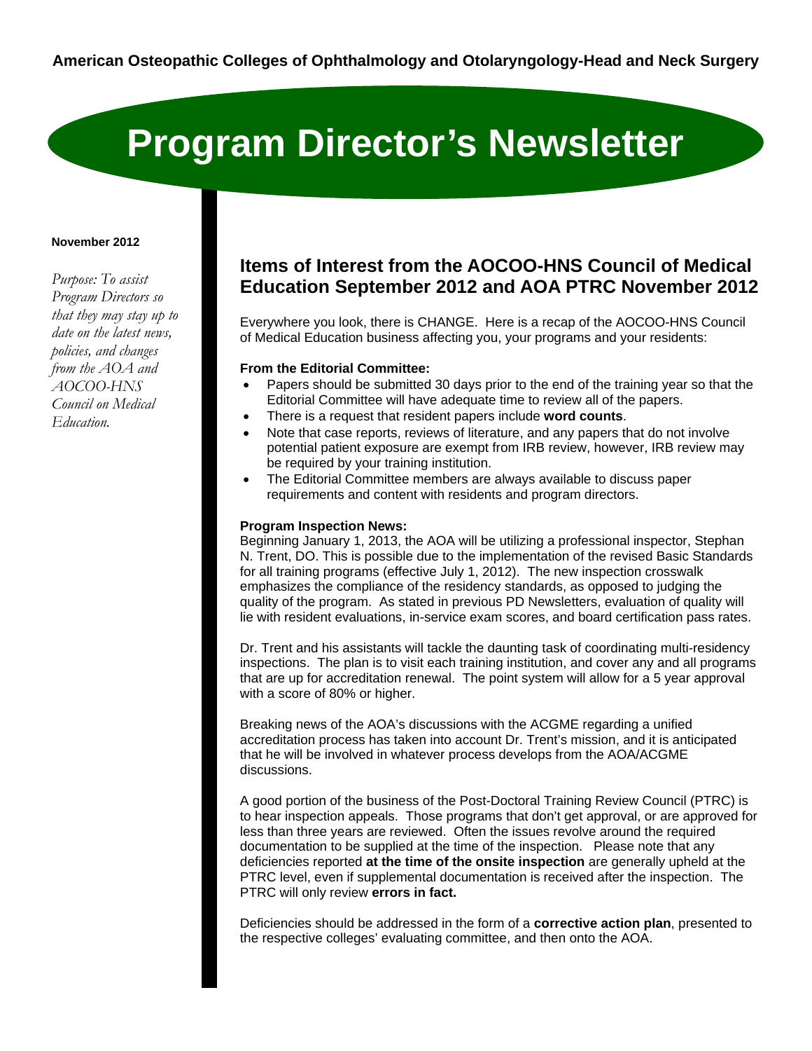**American Osteopathic Colleges of Ophthalmology and Otolaryngology-Head and Neck Surgery**

# Program Director's Newsletter

**November 2012**

*Purpose: To assist Program Directors so that they may stay up to date on the latest news, policies, and changes from the AOA and AOCOO-HNS Council on Medical Education.*

## Items of Interest from the AOCOO-HNS Council of Medical Education September 2012 and AOA PTRC November 2012

Everywhere you look, there is CHANGE. Here is a recap of the AOCOO-HNS Council of Medical Education business affecting you, your programs and your residents:

**From the Editorial Committee:**

- Papers should be submitted 30 days prior to the end of the training year so that the Editorial Committee will have adequate time to review all of the papers.
- There is a request that resident papers include **word counts**.
- Note that case reports, reviews of literature, and any papers that do not involve potential patient exposure are exempt from IRB review, however, IRB review may be required by your training institution.
- The Editorial Committee members are always available to discuss paper requirements and content with residents and program directors.

**Program Inspection News:**

Beginning January 1, 2013, the AOA will be utilizing a professional inspector, Stephan N. Trent, DO. This is possible due to the implementation of the revised Basic Standards for all training programs (effective July 1, 2012). The new inspection crosswalk emphasizes the compliance of the residency standards, as opposed to judging the quality of the program. As stated in previous PD Newsletters, evaluation of quality will lie with resident evaluations, in-service exam scores, and board certification pass rates.

Dr. Trent and his assistants will tackle the daunting task of coordinating multi-residency inspections. The plan is to visit each training institution, and cover any and all programs that are up for accreditation renewal. The point system will allow for a 5 year approval with a score of 80% or higher.

Breaking news of the AOA's discussions with the ACGME regarding a unified accreditation process has taken into account Dr. Trent's mission, and it is anticipated that he will be involved in whatever process develops from the AOA/ACGME discussions.

A good portion of the business of the Post-Doctoral Training Review Council (PTRC) is to hear inspection appeals. Those programs that don't get approval, or are approved for less than three years are reviewed. Often the issues revolve around the required documentation to be supplied at the time of the inspection. Please note that any deficiencies reported **at the time of the onsite inspection** are generally upheld at the PTRC level, even if supplemental documentation is received after the inspection. The PTRC will only review **errors in fact.**

Deficiencies should be addressed in the form of a **corrective action plan**, presented to the respective colleges' evaluating committee, and then onto the AOA.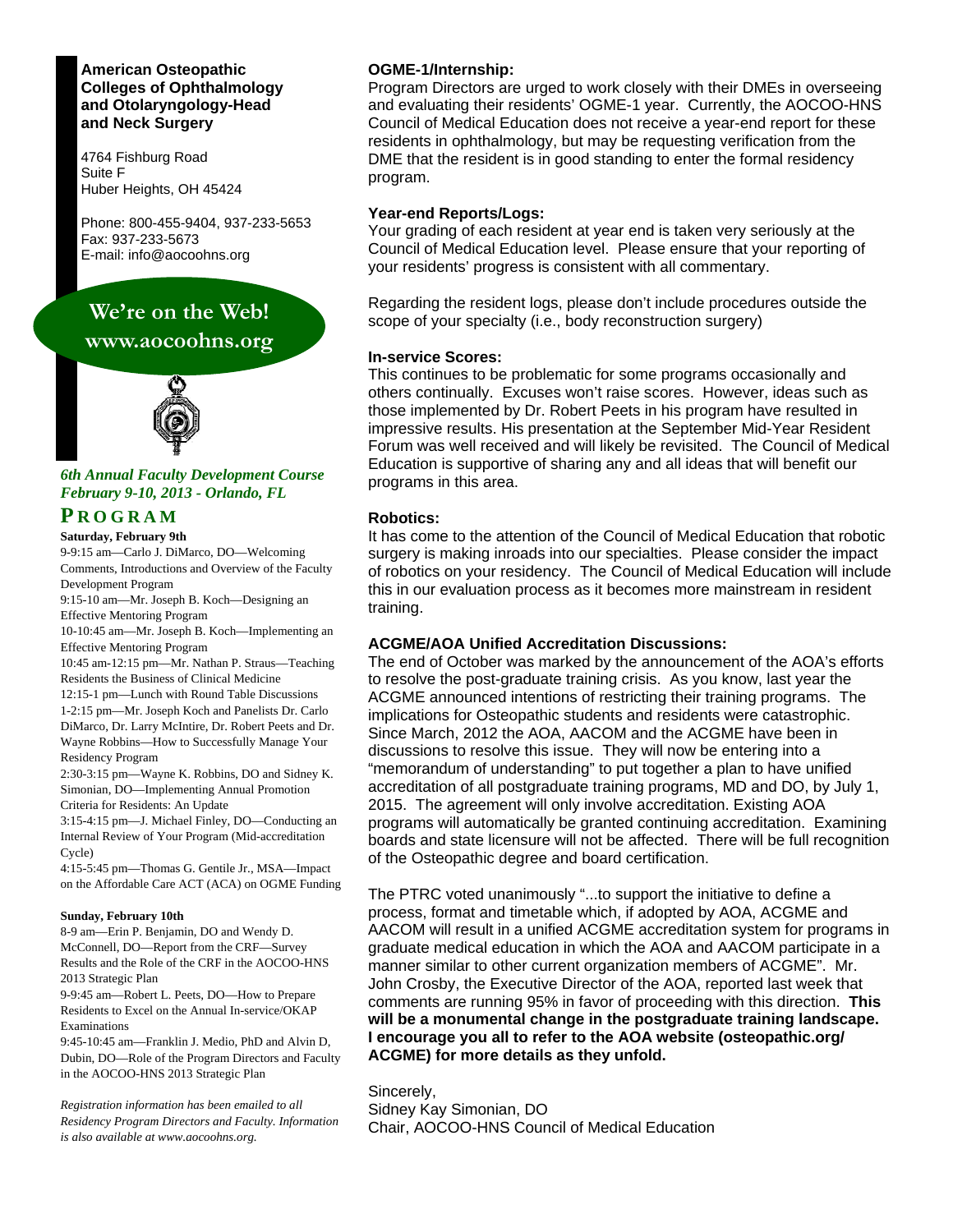**American Osteopathic Colleges of Ophthalmology and Otolaryngology-Head and Neck Surgery**

4764 Fishburg Road
Suite F
Huber Heights, OH 45424

Phone: 800-455-9404, 937-233-5653
Fax: 937-233-5673
E-mail: info@aocoohns.org

**We're on the Web!**
**www.aocoohns.org**

*6th Annual Faculty Development Course*
*February 9-10, 2013 - Orlando, FL*

## PROGRAM

**Saturday, February 9th**

9-9:15 am—Carlo J. DiMarco, DO—Welcoming Comments, Introductions and Overview of the Faculty Development Program

9:15-10 am—Mr. Joseph B. Koch—Designing an Effective Mentoring Program

10-10:45 am—Mr. Joseph B. Koch—Implementing an Effective Mentoring Program

10:45 am-12:15 pm—Mr. Nathan P. Straus—Teaching Residents the Business of Clinical Medicine

12:15-1 pm—Lunch with Round Table Discussions

1-2:15 pm—Mr. Joseph Koch and Panelists Dr. Carlo DiMarco, Dr. Larry McIntire, Dr. Robert Peets and Dr. Wayne Robbins—How to Successfully Manage Your Residency Program

2:30-3:15 pm—Wayne K. Robbins, DO and Sidney K. Simonian, DO—Implementing Annual Promotion Criteria for Residents: An Update

3:15-4:15 pm—J. Michael Finley, DO—Conducting an Internal Review of Your Program (Mid-accreditation Cycle)

4:15-5:45 pm—Thomas G. Gentile Jr., MSA—Impact on the Affordable Care ACT (ACA) on OGME Funding

**Sunday, February 10th**

8-9 am—Erin P. Benjamin, DO and Wendy D. McConnell, DO—Report from the CRF—Survey Results and the Role of the CRF in the AOCOO-HNS 2013 Strategic Plan

9-9:45 am—Robert L. Peets, DO—How to Prepare Residents to Excel on the Annual In-service/OKAP Examinations

9:45-10:45 am—Franklin J. Medio, PhD and Alvin D, Dubin, DO—Role of the Program Directors and Faculty in the AOCOO-HNS 2013 Strategic Plan

*Registration information has been emailed to all Residency Program Directors and Faculty. Information is also available at www.aocoohns.org.*

**OGME-1/Internship:**
Program Directors are urged to work closely with their DMEs in overseeing and evaluating their residents' OGME-1 year. Currently, the AOCOO-HNS Council of Medical Education does not receive a year-end report for these residents in ophthalmology, but may be requesting verification from the DME that the resident is in good standing to enter the formal residency program.

**Year-end Reports/Logs:**
Your grading of each resident at year end is taken very seriously at the Council of Medical Education level. Please ensure that your reporting of your residents' progress is consistent with all commentary.

Regarding the resident logs, please don't include procedures outside the scope of your specialty (i.e., body reconstruction surgery)

**In-service Scores:**
This continues to be problematic for some programs occasionally and others continually. Excuses won't raise scores. However, ideas such as those implemented by Dr. Robert Peets in his program have resulted in impressive results. His presentation at the September Mid-Year Resident Forum was well received and will likely be revisited. The Council of Medical Education is supportive of sharing any and all ideas that will benefit our programs in this area.

**Robotics:**
It has come to the attention of the Council of Medical Education that robotic surgery is making inroads into our specialties. Please consider the impact of robotics on your residency. The Council of Medical Education will include this in our evaluation process as it becomes more mainstream in resident training.

**ACGME/AOA Unified Accreditation Discussions:**
The end of October was marked by the announcement of the AOA's efforts to resolve the post-graduate training crisis. As you know, last year the ACGME announced intentions of restricting their training programs. The implications for Osteopathic students and residents were catastrophic. Since March, 2012 the AOA, AACOM and the ACGME have been in discussions to resolve this issue. They will now be entering into a "memorandum of understanding" to put together a plan to have unified accreditation of all postgraduate training programs, MD and DO, by July 1, 2015. The agreement will only involve accreditation. Existing AOA programs will automatically be granted continuing accreditation. Examining boards and state licensure will not be affected. There will be full recognition of the Osteopathic degree and board certification.

The PTRC voted unanimously "...to support the initiative to define a process, format and timetable which, if adopted by AOA, ACGME and AACOM will result in a unified ACGME accreditation system for programs in graduate medical education in which the AOA and AACOM participate in a manner similar to other current organization members of ACGME". Mr. John Crosby, the Executive Director of the AOA, reported last week that comments are running 95% in favor of proceeding with this direction. **This will be a monumental change in the postgraduate training landscape. I encourage you all to refer to the AOA website (osteopathic.org/ACGME) for more details as they unfold.**

Sincerely,
Sidney Kay Simonian, DO
Chair, AOCOO-HNS Council of Medical Education